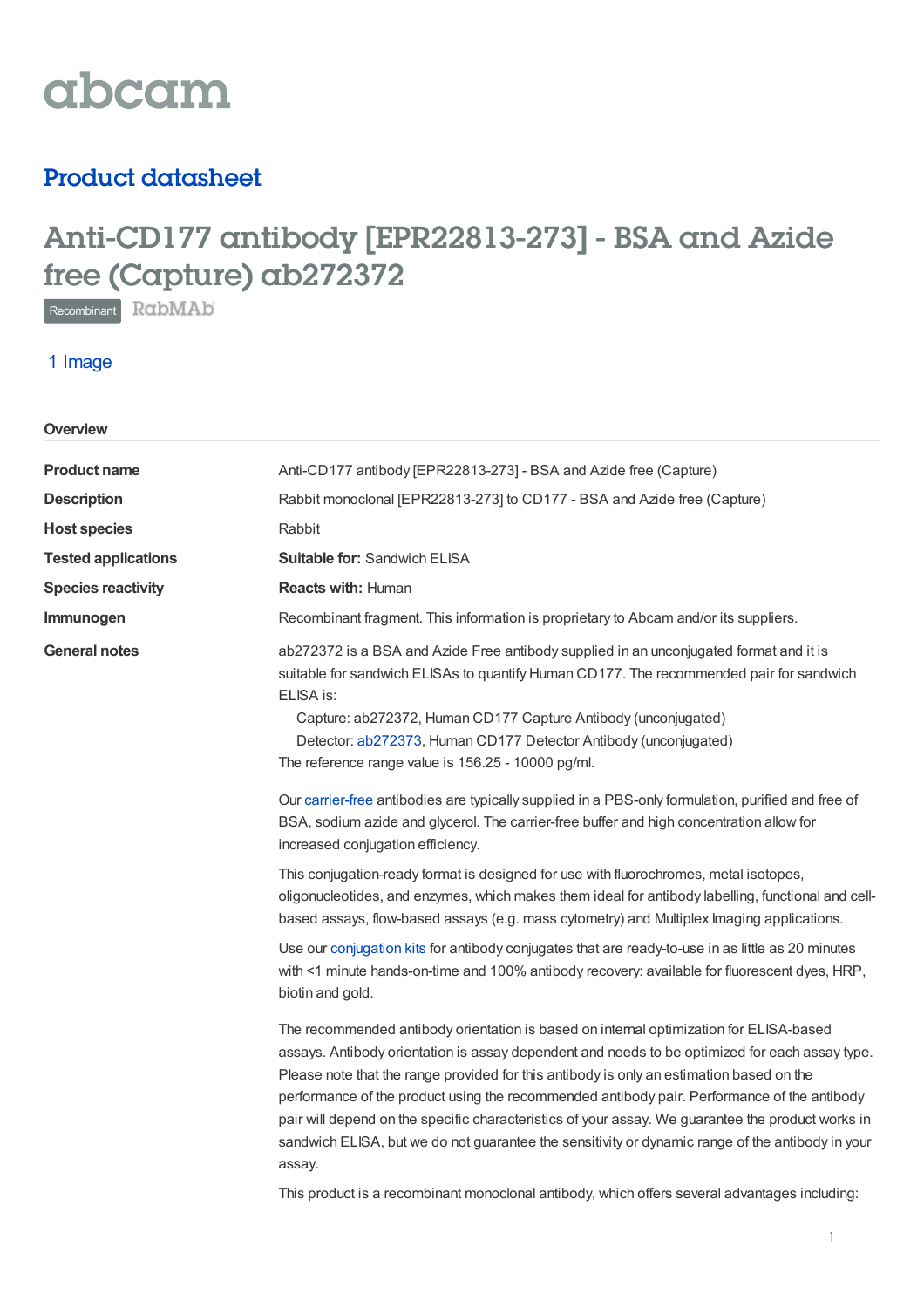abcam

## Product datasheet

# Anti-CD177 antibody [EPR22813-273] - BSA and Azide free (Capture) ab272372

Recombinant RabMAb

1 Image

### Overview

| | |
|---|---|
| **Product name** | Anti-CD177 antibody [EPR22813-273] - BSA and Azide free (Capture) |
| **Description** | Rabbit monoclonal [EPR22813-273] to CD177 - BSA and Azide free (Capture) |
| **Host species** | Rabbit |
| **Tested applications** | **Suitable for:** Sandwich ELISA |
| **Species reactivity** | **Reacts with:** Human |
| **Immunogen** | Recombinant fragment. This information is proprietary to Abcam and/or its suppliers. |

**General notes**

ab272372 is a BSA and Azide Free antibody supplied in an unconjugated format and it is suitable for sandwich ELISAs to quantify Human CD177. The recommended pair for sandwich ELISA is:

Capture: ab272372, Human CD177 Capture Antibody (unconjugated)

Detector: ab272373, Human CD177 Detector Antibody (unconjugated)

The reference range value is 156.25 - 10000 pg/ml.

Our carrier-free antibodies are typically supplied in a PBS-only formulation, purified and free of BSA, sodium azide and glycerol. The carrier-free buffer and high concentration allow for increased conjugation efficiency.

This conjugation-ready format is designed for use with fluorochromes, metal isotopes, oligonucleotides, and enzymes, which makes them ideal for antibody labelling, functional and cell-based assays, flow-based assays (e.g. mass cytometry) and Multiplex Imaging applications.

Use our conjugation kits for antibody conjugates that are ready-to-use in as little as 20 minutes with <1 minute hands-on-time and 100% antibody recovery: available for fluorescent dyes, HRP, biotin and gold.

The recommended antibody orientation is based on internal optimization for ELISA-based assays. Antibody orientation is assay dependent and needs to be optimized for each assay type. Please note that the range provided for this antibody is only an estimation based on the performance of the product using the recommended antibody pair. Performance of the antibody pair will depend on the specific characteristics of your assay. We guarantee the product works in sandwich ELISA, but we do not guarantee the sensitivity or dynamic range of the antibody in your assay.

This product is a recombinant monoclonal antibody, which offers several advantages including: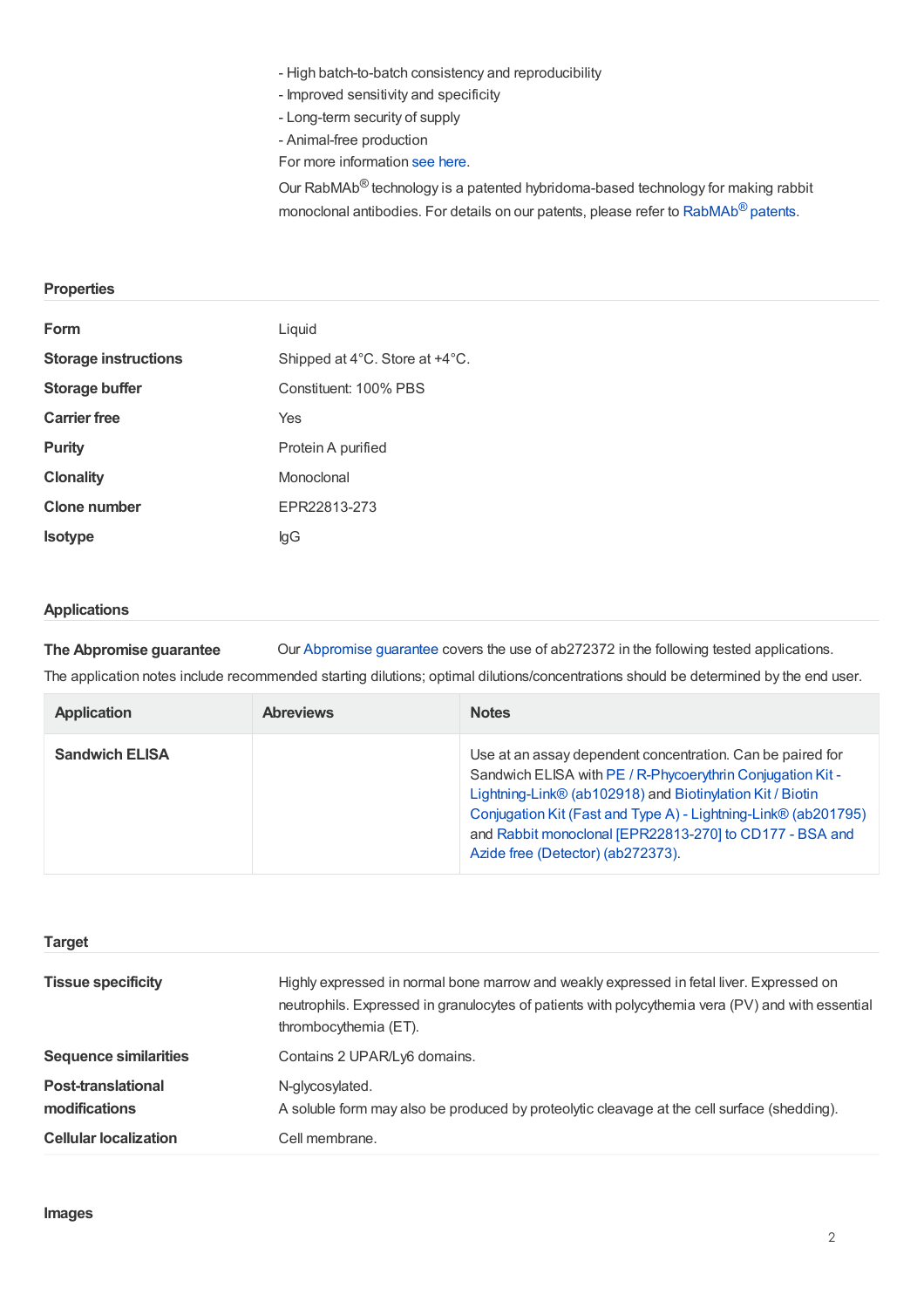- High batch-to-batch consistency and reproducibility
- Improved sensitivity and specificity
- Long-term security of supply
- Animal-free production

For more information see here.

Our RabMAb® technology is a patented hybridoma-based technology for making rabbit monoclonal antibodies. For details on our patents, please refer to RabMAb® patents.

## Properties

| | |
|---|---|
| **Form** | Liquid |
| **Storage instructions** | Shipped at 4°C. Store at +4°C. |
| **Storage buffer** | Constituent: 100% PBS |
| **Carrier free** | Yes |
| **Purity** | Protein A purified |
| **Clonality** | Monoclonal |
| **Clone number** | EPR22813-273 |
| **Isotype** | IgG |

## Applications

**The Abpromise guarantee** Our Abpromise guarantee covers the use of ab272372 in the following tested applications.

The application notes include recommended starting dilutions; optimal dilutions/concentrations should be determined by the end user.

| Application | Abreviews | Notes |
|---|---|---|
| **Sandwich ELISA** | | Use at an assay dependent concentration. Can be paired for Sandwich ELISA with PE / R-Phycoerythrin Conjugation Kit - Lightning-Link® (ab102918) and Biotinylation Kit / Biotin Conjugation Kit (Fast and Type A) - Lightning-Link® (ab201795) and Rabbit monoclonal [EPR22813-270] to CD177 - BSA and Azide free (Detector) (ab272373). |

## Target

| | |
|---|---|
| **Tissue specificity** | Highly expressed in normal bone marrow and weakly expressed in fetal liver. Expressed on neutrophils. Expressed in granulocytes of patients with polycythemia vera (PV) and with essential thrombocythemia (ET). |
| **Sequence similarities** | Contains 2 UPAR/Ly6 domains. |
| **Post-translational modifications** | N-glycosylated.<br>A soluble form may also be produced by proteolytic cleavage at the cell surface (shedding). |
| **Cellular localization** | Cell membrane. |

## Images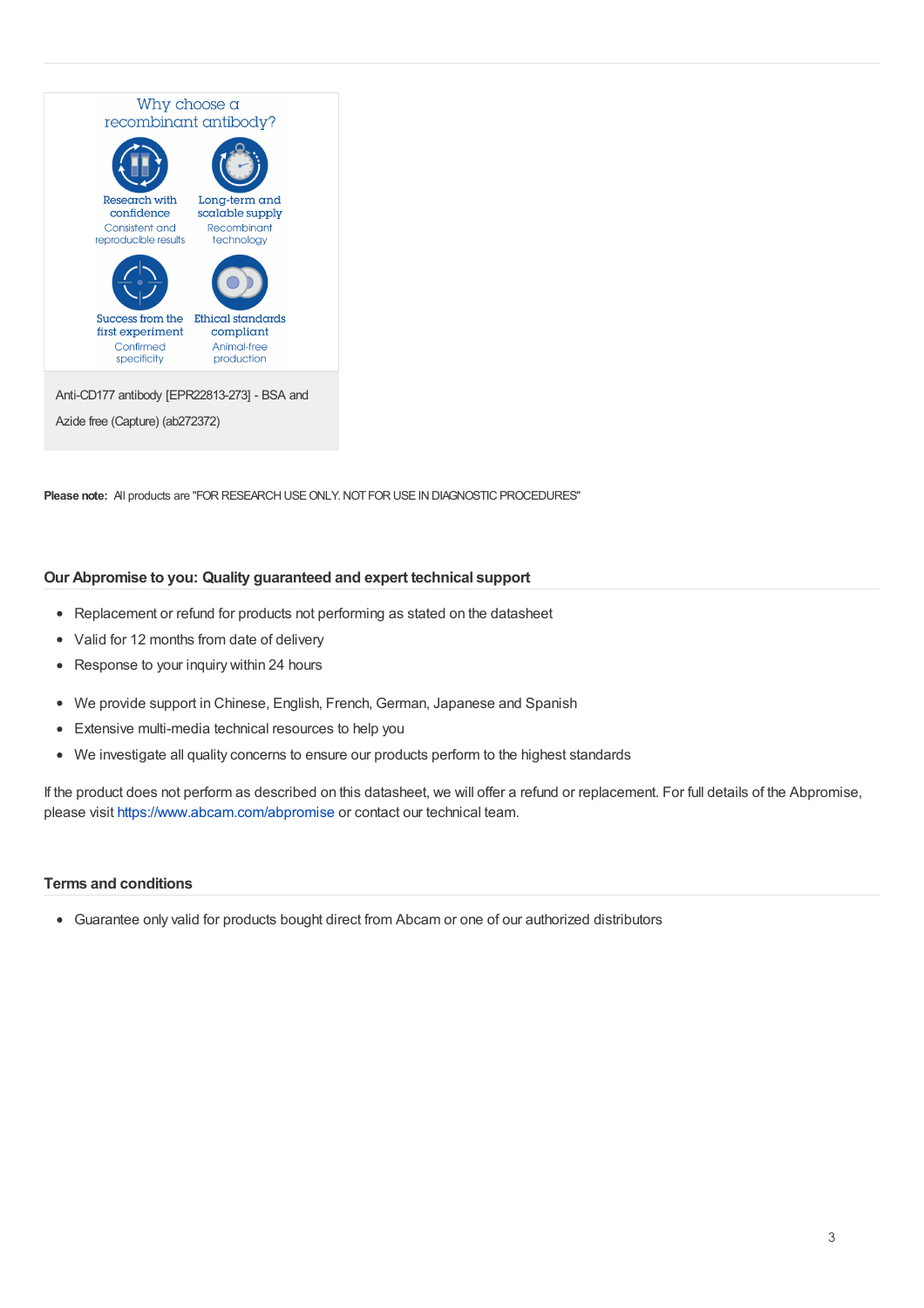Why choose a recombinant antibody?

Research with confidence
Consistent and reproducible results

Long-term and scalable supply
Recombinant technology

Success from the first experiment
Confirmed specificity

Ethical standards compliant
Animal-free production

Anti-CD177 antibody [EPR22813-273] - BSA and Azide free (Capture) (ab272372)

**Please note:** All products are "FOR RESEARCH USE ONLY. NOT FOR USE IN DIAGNOSTIC PROCEDURES"

## Our Abpromise to you: Quality guaranteed and expert technical support

- Replacement or refund for products not performing as stated on the datasheet
- Valid for 12 months from date of delivery
- Response to your inquiry within 24 hours

- We provide support in Chinese, English, French, German, Japanese and Spanish
- Extensive multi-media technical resources to help you
- We investigate all quality concerns to ensure our products perform to the highest standards

If the product does not perform as described on this datasheet, we will offer a refund or replacement. For full details of the Abpromise, please visit https://www.abcam.com/abpromise or contact our technical team.

## Terms and conditions

- Guarantee only valid for products bought direct from Abcam or one of our authorized distributors